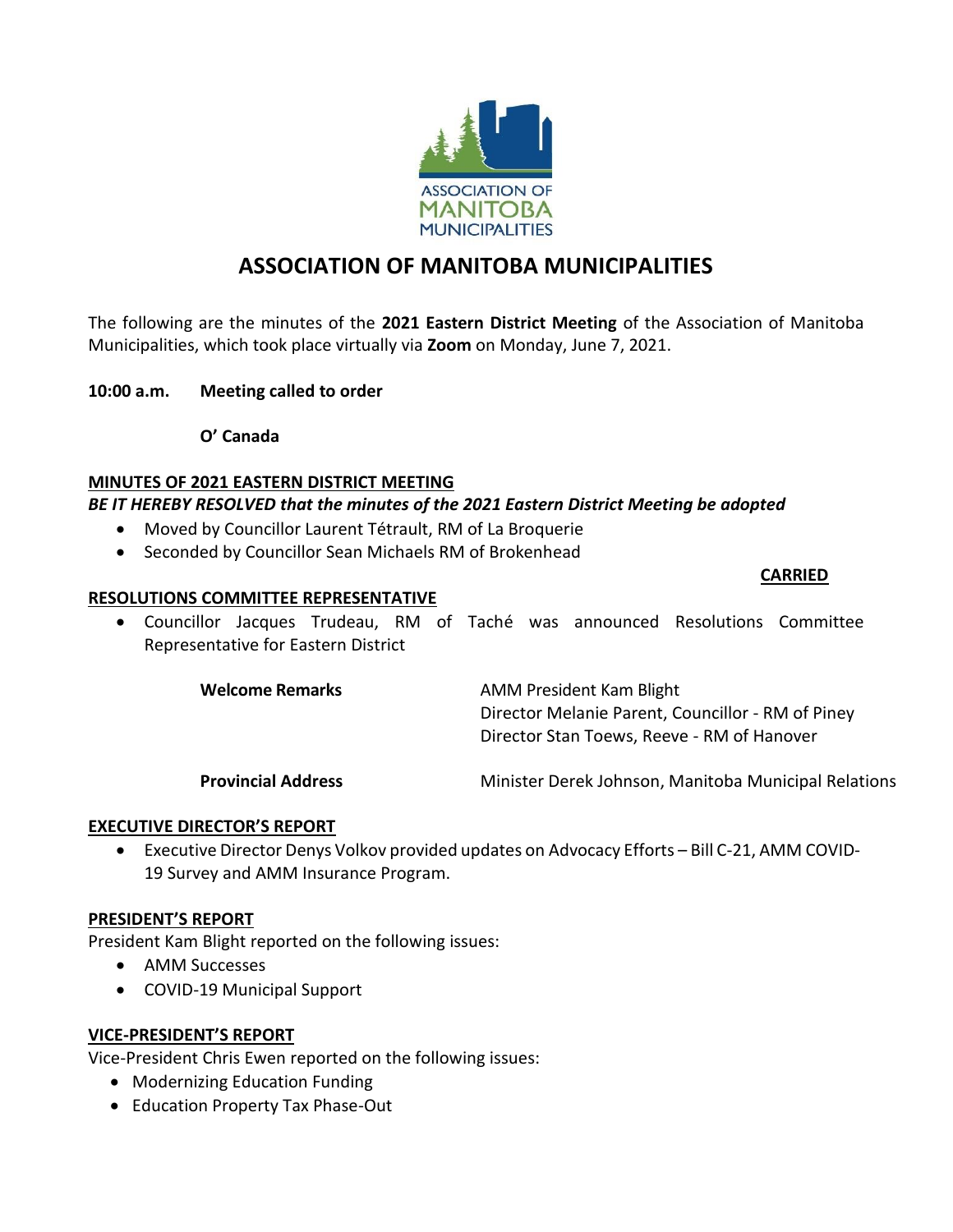# ASSOCIATION OF MANITOBA MUNICIPALITIES

The following are the minutes of the **2021 Eastern District Meeting** of the Association of Manitoba Municipalities, which took place virtually via **Zoom** on Monday, June 7, 2021.

**10:00 a.m.** **Meeting called to order**

**O' Canada**

**MINUTES OF 2021 EASTERN DISTRICT MEETING**

***BE IT HEREBY RESOLVED that the minutes of the 2021 Eastern District Meeting be adopted***

- Moved by Councillor Laurent Tétrault, RM of La Broquerie
- Seconded by Councillor Sean Michaels RM of Brokenhead

**CARRIED**

**RESOLUTIONS COMMITTEE REPRESENTATIVE**

- Councillor Jacques Trudeau, RM of Taché was announced Resolutions Committee Representative for Eastern District

**Welcome Remarks** AMM President Kam Blight
Director Melanie Parent, Councillor - RM of Piney
Director Stan Toews, Reeve - RM of Hanover

**Provincial Address** Minister Derek Johnson, Manitoba Municipal Relations

**EXECUTIVE DIRECTOR'S REPORT**

- Executive Director Denys Volkov provided updates on Advocacy Efforts – Bill C-21, AMM COVID-19 Survey and AMM Insurance Program.

**PRESIDENT'S REPORT**

President Kam Blight reported on the following issues:

- AMM Successes
- COVID-19 Municipal Support

**VICE-PRESIDENT'S REPORT**

Vice-President Chris Ewen reported on the following issues:

- Modernizing Education Funding
- Education Property Tax Phase-Out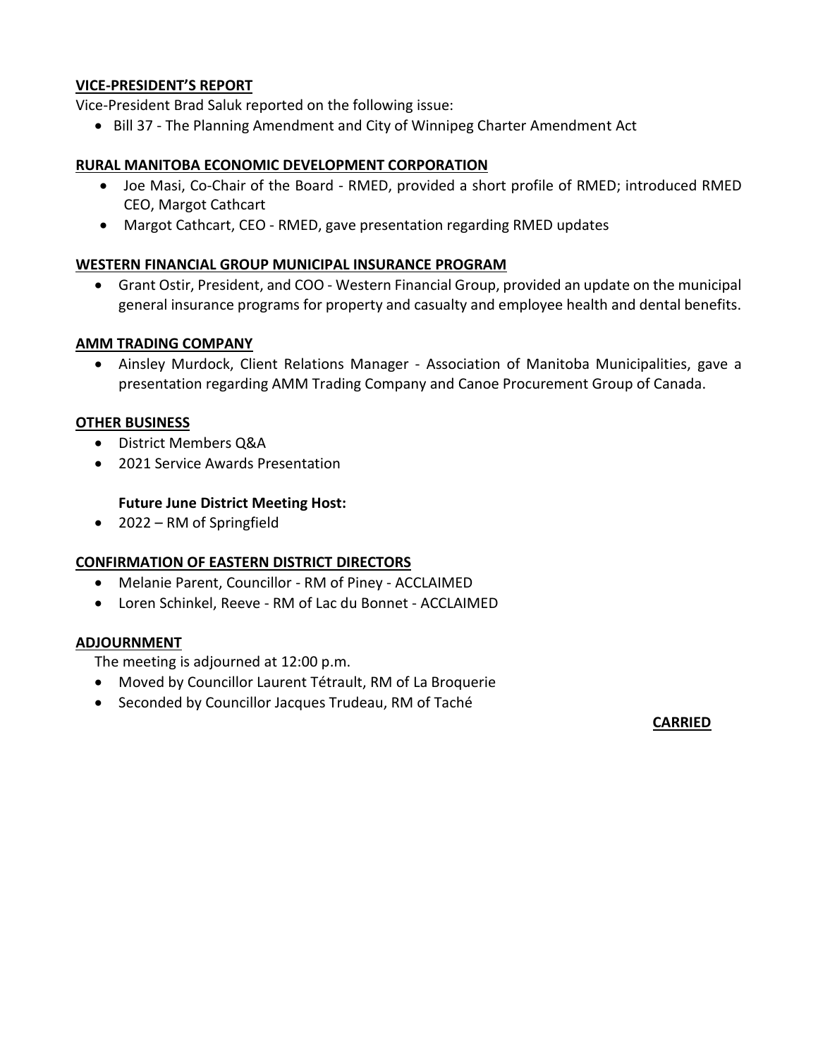## VICE-PRESIDENT'S REPORT

Vice-President Brad Saluk reported on the following issue:

- Bill 37 - The Planning Amendment and City of Winnipeg Charter Amendment Act

## RURAL MANITOBA ECONOMIC DEVELOPMENT CORPORATION

- Joe Masi, Co-Chair of the Board - RMED, provided a short profile of RMED; introduced RMED CEO, Margot Cathcart
- Margot Cathcart, CEO - RMED, gave presentation regarding RMED updates

## WESTERN FINANCIAL GROUP MUNICIPAL INSURANCE PROGRAM

- Grant Ostir, President, and COO - Western Financial Group, provided an update on the municipal general insurance programs for property and casualty and employee health and dental benefits.

## AMM TRADING COMPANY

- Ainsley Murdock, Client Relations Manager - Association of Manitoba Municipalities, gave a presentation regarding AMM Trading Company and Canoe Procurement Group of Canada.

## OTHER BUSINESS

- District Members Q&A
- 2021 Service Awards Presentation

**Future June District Meeting Host:**

- 2022 – RM of Springfield

## CONFIRMATION OF EASTERN DISTRICT DIRECTORS

- Melanie Parent, Councillor - RM of Piney - ACCLAIMED
- Loren Schinkel, Reeve - RM of Lac du Bonnet - ACCLAIMED

## ADJOURNMENT

The meeting is adjourned at 12:00 p.m.

- Moved by Councillor Laurent Tétrault, RM of La Broquerie
- Seconded by Councillor Jacques Trudeau, RM of Taché

**CARRIED**